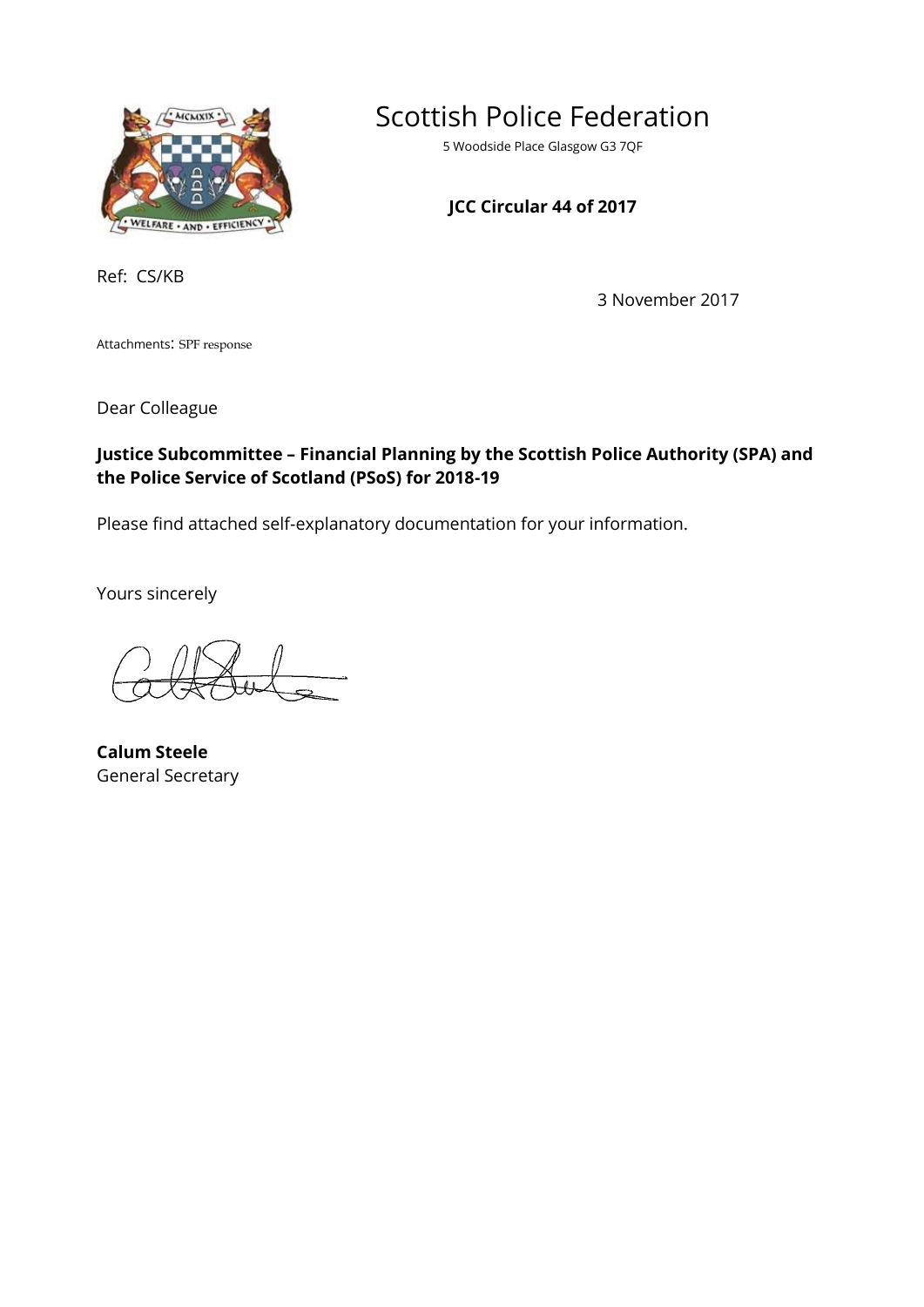# Scottish Police Federation

5 Woodside Place Glasgow G3 7QF

**JCC Circular 44 of 2017**

Ref: CS/KB

3 November 2017

Attachments: SPF response

Dear Colleague

**Justice Subcommittee – Financial Planning by the Scottish Police Authority (SPA) and the Police Service of Scotland (PSoS) for 2018-19**

Please find attached self-explanatory documentation for your information.

Yours sincerely

**Calum Steele**
General Secretary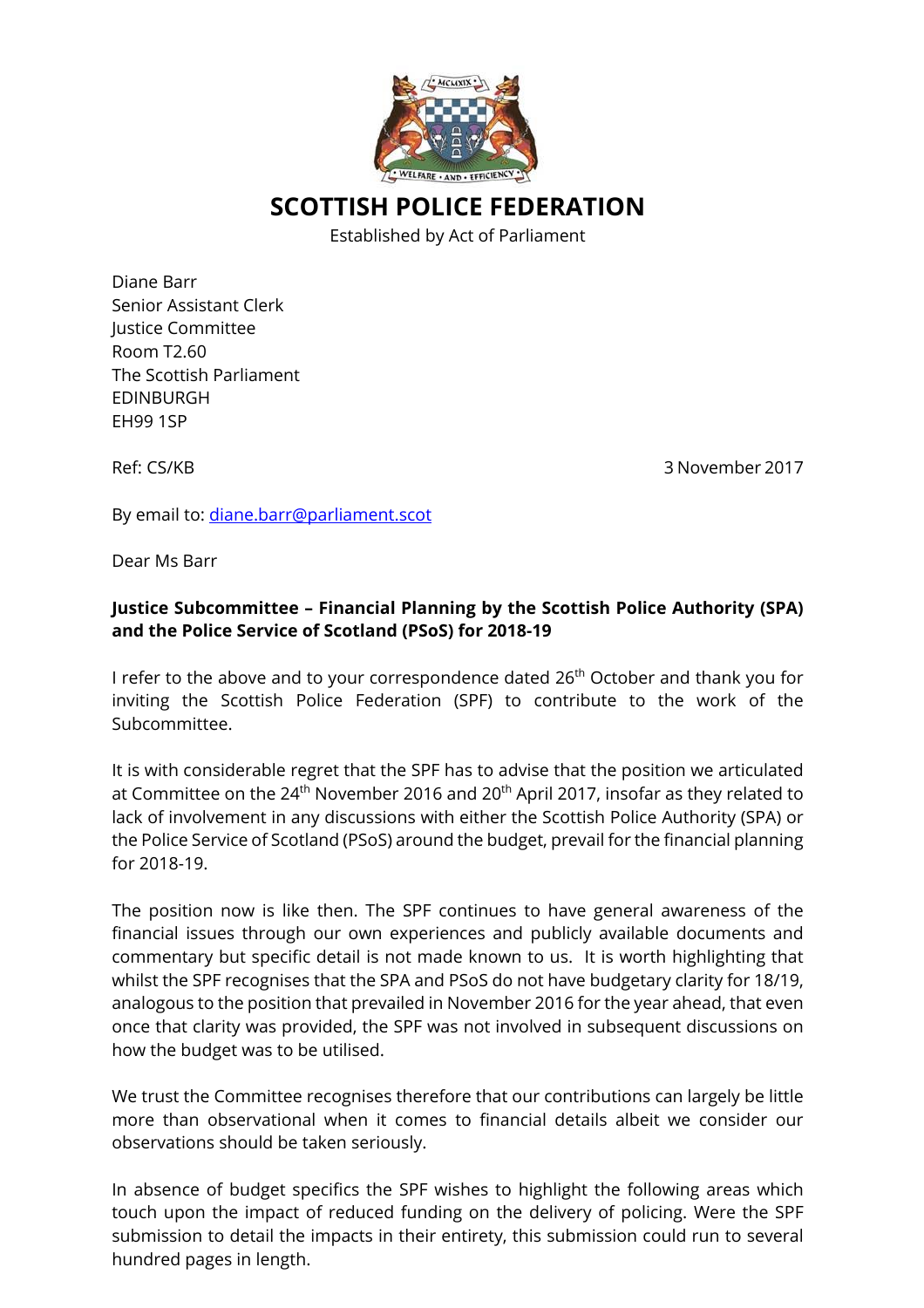# SCOTTISH POLICE FEDERATION

Established by Act of Parliament

Diane Barr
Senior Assistant Clerk
Justice Committee
Room T2.60
The Scottish Parliament
EDINBURGH
EH99 1SP

Ref: CS/KB

3 November 2017

By email to: diane.barr@parliament.scot

Dear Ms Barr

**Justice Subcommittee – Financial Planning by the Scottish Police Authority (SPA) and the Police Service of Scotland (PSoS) for 2018-19**

I refer to the above and to your correspondence dated 26th October and thank you for inviting the Scottish Police Federation (SPF) to contribute to the work of the Subcommittee.

It is with considerable regret that the SPF has to advise that the position we articulated at Committee on the 24th November 2016 and 20th April 2017, insofar as they related to lack of involvement in any discussions with either the Scottish Police Authority (SPA) or the Police Service of Scotland (PSoS) around the budget, prevail for the financial planning for 2018-19.

The position now is like then. The SPF continues to have general awareness of the financial issues through our own experiences and publicly available documents and commentary but specific detail is not made known to us. It is worth highlighting that whilst the SPF recognises that the SPA and PSoS do not have budgetary clarity for 18/19, analogous to the position that prevailed in November 2016 for the year ahead, that even once that clarity was provided, the SPF was not involved in subsequent discussions on how the budget was to be utilised.

We trust the Committee recognises therefore that our contributions can largely be little more than observational when it comes to financial details albeit we consider our observations should be taken seriously.

In absence of budget specifics the SPF wishes to highlight the following areas which touch upon the impact of reduced funding on the delivery of policing. Were the SPF submission to detail the impacts in their entirety, this submission could run to several hundred pages in length.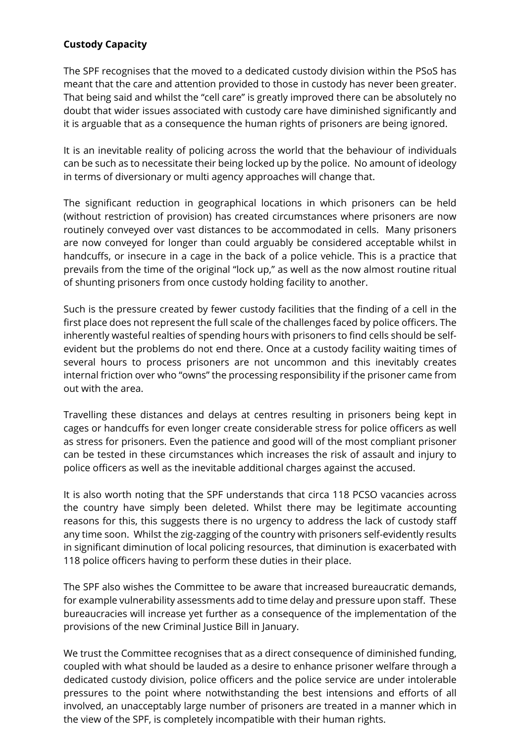**Custody Capacity**

The SPF recognises that the moved to a dedicated custody division within the PSoS has meant that the care and attention provided to those in custody has never been greater. That being said and whilst the "cell care" is greatly improved there can be absolutely no doubt that wider issues associated with custody care have diminished significantly and it is arguable that as a consequence the human rights of prisoners are being ignored.

It is an inevitable reality of policing across the world that the behaviour of individuals can be such as to necessitate their being locked up by the police. No amount of ideology in terms of diversionary or multi agency approaches will change that.

The significant reduction in geographical locations in which prisoners can be held (without restriction of provision) has created circumstances where prisoners are now routinely conveyed over vast distances to be accommodated in cells. Many prisoners are now conveyed for longer than could arguably be considered acceptable whilst in handcuffs, or insecure in a cage in the back of a police vehicle. This is a practice that prevails from the time of the original "lock up," as well as the now almost routine ritual of shunting prisoners from once custody holding facility to another.

Such is the pressure created by fewer custody facilities that the finding of a cell in the first place does not represent the full scale of the challenges faced by police officers. The inherently wasteful realties of spending hours with prisoners to find cells should be self-evident but the problems do not end there. Once at a custody facility waiting times of several hours to process prisoners are not uncommon and this inevitably creates internal friction over who "owns" the processing responsibility if the prisoner came from out with the area.

Travelling these distances and delays at centres resulting in prisoners being kept in cages or handcuffs for even longer create considerable stress for police officers as well as stress for prisoners. Even the patience and good will of the most compliant prisoner can be tested in these circumstances which increases the risk of assault and injury to police officers as well as the inevitable additional charges against the accused.

It is also worth noting that the SPF understands that circa 118 PCSO vacancies across the country have simply been deleted. Whilst there may be legitimate accounting reasons for this, this suggests there is no urgency to address the lack of custody staff any time soon. Whilst the zig-zagging of the country with prisoners self-evidently results in significant diminution of local policing resources, that diminution is exacerbated with 118 police officers having to perform these duties in their place.

The SPF also wishes the Committee to be aware that increased bureaucratic demands, for example vulnerability assessments add to time delay and pressure upon staff. These bureaucracies will increase yet further as a consequence of the implementation of the provisions of the new Criminal Justice Bill in January.

We trust the Committee recognises that as a direct consequence of diminished funding, coupled with what should be lauded as a desire to enhance prisoner welfare through a dedicated custody division, police officers and the police service are under intolerable pressures to the point where notwithstanding the best intensions and efforts of all involved, an unacceptably large number of prisoners are treated in a manner which in the view of the SPF, is completely incompatible with their human rights.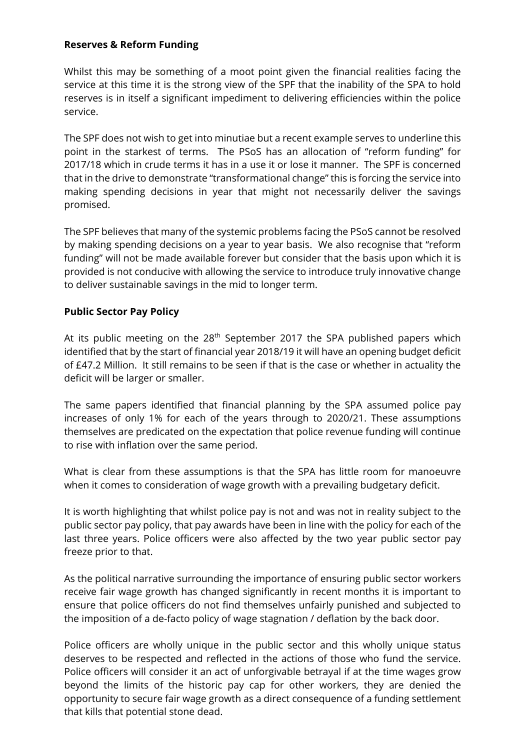**Reserves & Reform Funding**

Whilst this may be something of a moot point given the financial realities facing the service at this time it is the strong view of the SPF that the inability of the SPA to hold reserves is in itself a significant impediment to delivering efficiencies within the police service.

The SPF does not wish to get into minutiae but a recent example serves to underline this point in the starkest of terms. The PSoS has an allocation of "reform funding" for 2017/18 which in crude terms it has in a use it or lose it manner. The SPF is concerned that in the drive to demonstrate "transformational change" this is forcing the service into making spending decisions in year that might not necessarily deliver the savings promised.

The SPF believes that many of the systemic problems facing the PSoS cannot be resolved by making spending decisions on a year to year basis. We also recognise that "reform funding" will not be made available forever but consider that the basis upon which it is provided is not conducive with allowing the service to introduce truly innovative change to deliver sustainable savings in the mid to longer term.

**Public Sector Pay Policy**

At its public meeting on the 28th September 2017 the SPA published papers which identified that by the start of financial year 2018/19 it will have an opening budget deficit of £47.2 Million. It still remains to be seen if that is the case or whether in actuality the deficit will be larger or smaller.

The same papers identified that financial planning by the SPA assumed police pay increases of only 1% for each of the years through to 2020/21. These assumptions themselves are predicated on the expectation that police revenue funding will continue to rise with inflation over the same period.

What is clear from these assumptions is that the SPA has little room for manoeuvre when it comes to consideration of wage growth with a prevailing budgetary deficit.

It is worth highlighting that whilst police pay is not and was not in reality subject to the public sector pay policy, that pay awards have been in line with the policy for each of the last three years. Police officers were also affected by the two year public sector pay freeze prior to that.

As the political narrative surrounding the importance of ensuring public sector workers receive fair wage growth has changed significantly in recent months it is important to ensure that police officers do not find themselves unfairly punished and subjected to the imposition of a de-facto policy of wage stagnation / deflation by the back door.

Police officers are wholly unique in the public sector and this wholly unique status deserves to be respected and reflected in the actions of those who fund the service. Police officers will consider it an act of unforgivable betrayal if at the time wages grow beyond the limits of the historic pay cap for other workers, they are denied the opportunity to secure fair wage growth as a direct consequence of a funding settlement that kills that potential stone dead.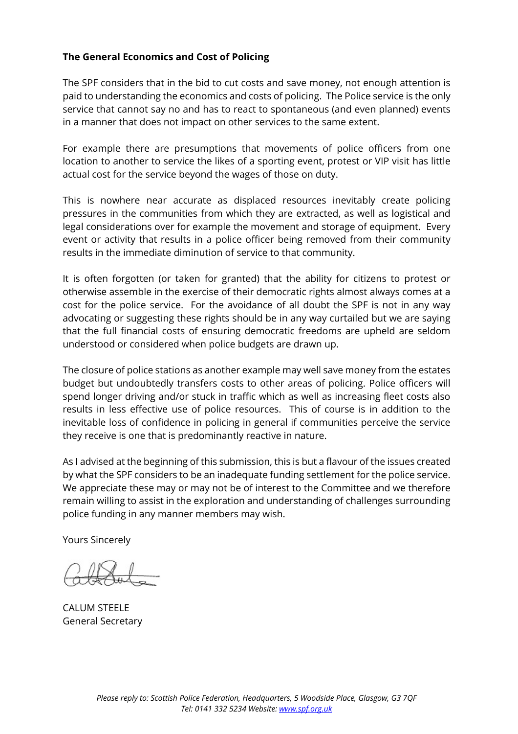**The General Economics and Cost of Policing**

The SPF considers that in the bid to cut costs and save money, not enough attention is paid to understanding the economics and costs of policing. The Police service is the only service that cannot say no and has to react to spontaneous (and even planned) events in a manner that does not impact on other services to the same extent.

For example there are presumptions that movements of police officers from one location to another to service the likes of a sporting event, protest or VIP visit has little actual cost for the service beyond the wages of those on duty.

This is nowhere near accurate as displaced resources inevitably create policing pressures in the communities from which they are extracted, as well as logistical and legal considerations over for example the movement and storage of equipment. Every event or activity that results in a police officer being removed from their community results in the immediate diminution of service to that community.

It is often forgotten (or taken for granted) that the ability for citizens to protest or otherwise assemble in the exercise of their democratic rights almost always comes at a cost for the police service. For the avoidance of all doubt the SPF is not in any way advocating or suggesting these rights should be in any way curtailed but we are saying that the full financial costs of ensuring democratic freedoms are upheld are seldom understood or considered when police budgets are drawn up.

The closure of police stations as another example may well save money from the estates budget but undoubtedly transfers costs to other areas of policing. Police officers will spend longer driving and/or stuck in traffic which as well as increasing fleet costs also results in less effective use of police resources. This of course is in addition to the inevitable loss of confidence in policing in general if communities perceive the service they receive is one that is predominantly reactive in nature.

As I advised at the beginning of this submission, this is but a flavour of the issues created by what the SPF considers to be an inadequate funding settlement for the police service. We appreciate these may or may not be of interest to the Committee and we therefore remain willing to assist in the exploration and understanding of challenges surrounding police funding in any manner members may wish.

Yours Sincerely

CALUM STEELE
General Secretary

*Please reply to: Scottish Police Federation, Headquarters, 5 Woodside Place, Glasgow, G3 7QF*
*Tel: 0141 332 5234 Website: www.spf.org.uk*